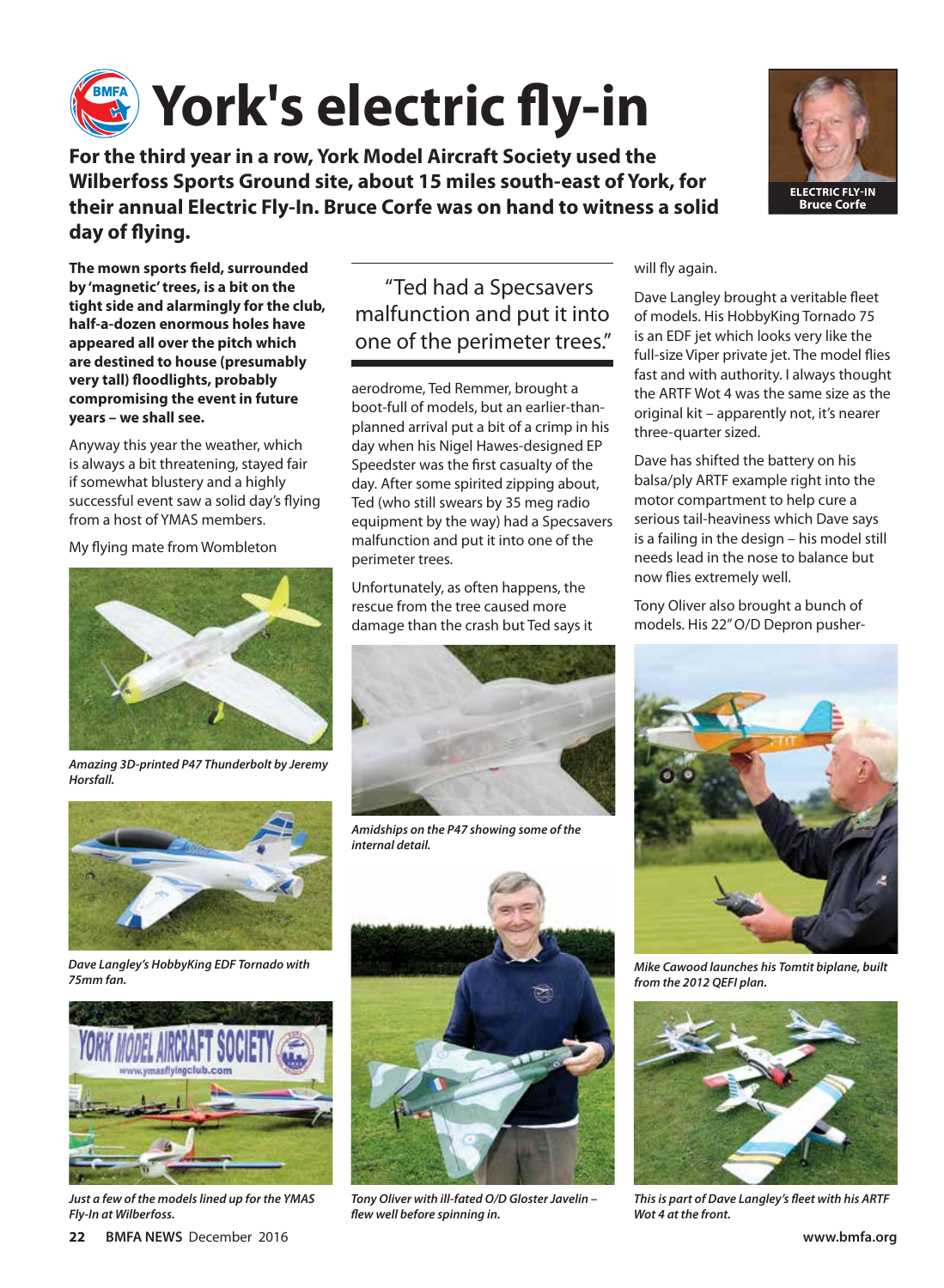# York's electric fly-in

**For the third year in a row, York Model Aircraft Society used the Wilberfoss Sports Ground site, about 15 miles south-east of York, for their annual Electric Fly-In. Bruce Corfe was on hand to witness a solid day of flying.**

ELECTRIC FLY-IN
Bruce Corfe

**The mown sports field, surrounded by 'magnetic' trees, is a bit on the tight side and alarmingly for the club, half-a-dozen enormous holes have appeared all over the pitch which are destined to house (presumably very tall) floodlights, probably compromising the event in future years – we shall see.**

Anyway this year the weather, which is always a bit threatening, stayed fair if somewhat blustery and a highly successful event saw a solid day's flying from a host of YMAS members.

My flying mate from Wombleton aerodrome, Ted Remmer, brought a boot-full of models, but an earlier-than-planned arrival put a bit of a crimp in his day when his Nigel Hawes-designed EP Speedster was the first casualty of the day. After some spirited zipping about, Ted (who still swears by 35 meg radio equipment by the way) had a Specsavers malfunction and put it into one of the perimeter trees.

> "Ted had a Specsavers malfunction and put it into one of the perimeter trees."

Unfortunately, as often happens, the rescue from the tree caused more damage than the crash but Ted says it will fly again.

Dave Langley brought a veritable fleet of models. His HobbyKing Tornado 75 is an EDF jet which looks very like the full-size Viper private jet. The model flies fast and with authority. I always thought the ARTF Wot 4 was the same size as the original kit – apparently not, it's nearer three-quarter sized.

Dave has shifted the battery on his balsa/ply ARTF example right into the motor compartment to help cure a serious tail-heaviness which Dave says is a failing in the design – his model still needs lead in the nose to balance but now flies extremely well.

Tony Oliver also brought a bunch of models. His 22" O/D Depron pusher-

*Amazing 3D-printed P47 Thunderbolt by Jeremy Horsfall.*

*Dave Langley's HobbyKing EDF Tornado with 75mm fan.*

*Just a few of the models lined up for the YMAS Fly-In at Wilberfoss.*

*Amidships on the P47 showing some of the internal detail.*

*Tony Oliver with ill-fated O/D Gloster Javelin – flew well before spinning in.*

*Mike Cawood launches his Tomtit biplane, built from the 2012 QEFI plan.*

*This is part of Dave Langley's fleet with his ARTF Wot 4 at the front.*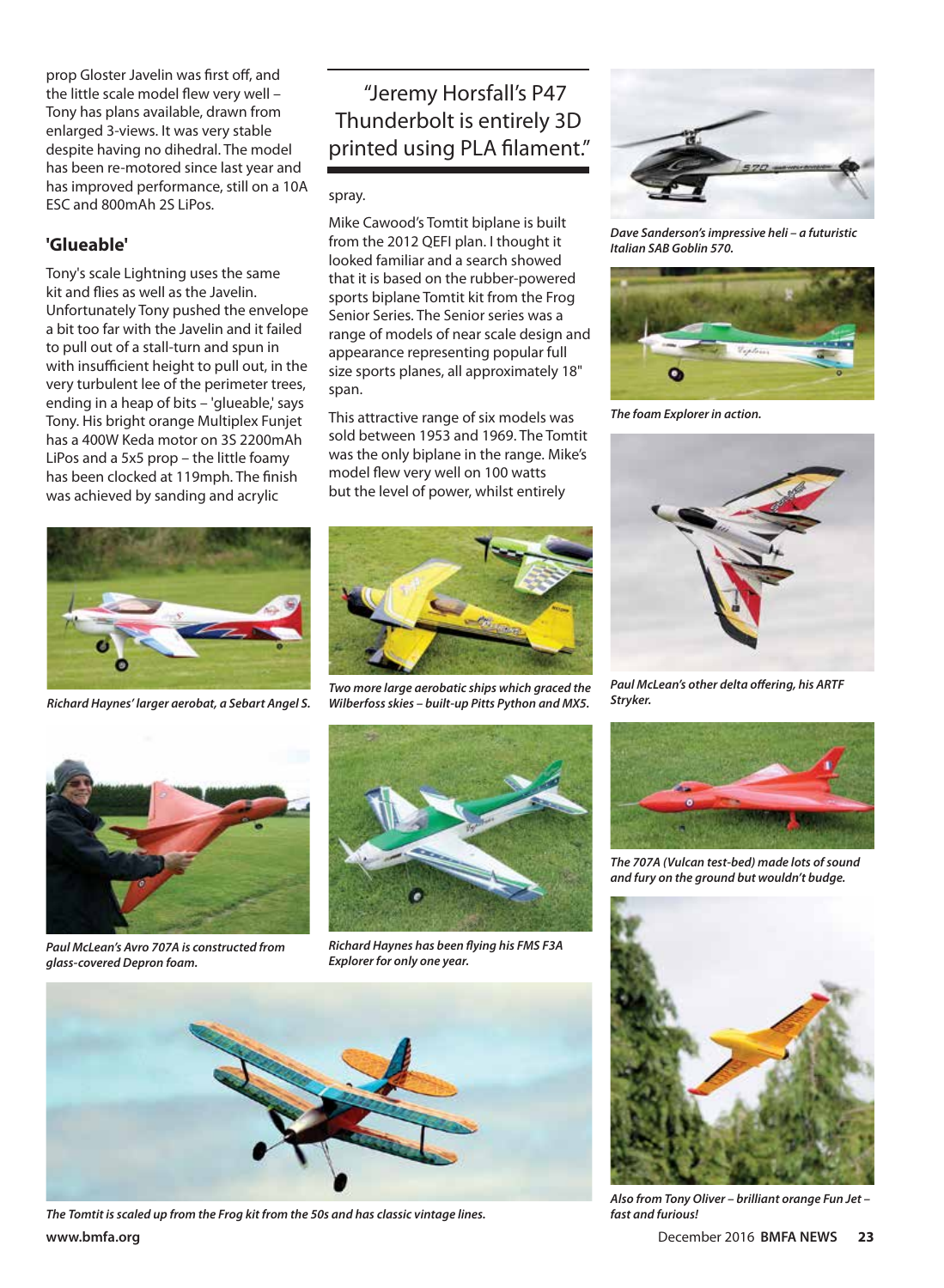prop Gloster Javelin was first off, and the little scale model flew very well – Tony has plans available, drawn from enlarged 3-views. It was very stable despite having no dihedral. The model has been re-motored since last year and has improved performance, still on a 10A ESC and 800mAh 2S LiPos.

### 'Glueable'

Tony's scale Lightning uses the same kit and flies as well as the Javelin. Unfortunately Tony pushed the envelope a bit too far with the Javelin and it failed to pull out of a stall-turn and spun in with insufficient height to pull out, in the very turbulent lee of the perimeter trees, ending in a heap of bits – 'glueable,' says Tony. His bright orange Multiplex Funjet has a 400W Keda motor on 3S 2200mAh LiPos and a 5x5 prop – the little foamy has been clocked at 119mph. The finish was achieved by sanding and acrylic spray.

> "Jeremy Horsfall's P47 Thunderbolt is entirely 3D printed using PLA filament."

Mike Cawood's Tomtit biplane is built from the 2012 QEFI plan. I thought it looked familiar and a search showed that it is based on the rubber-powered sports biplane Tomtit kit from the Frog Senior Series. The Senior series was a range of models of near scale design and appearance representing popular full size sports planes, all approximately 18" span.

This attractive range of six models was sold between 1953 and 1969. The Tomtit was the only biplane in the range. Mike's model flew very well on 100 watts but the level of power, whilst entirely

*Dave Sanderson's impressive heli – a futuristic Italian SAB Goblin 570.*

*The foam Explorer in action.*

*Richard Haynes' larger aerobat, a Sebart Angel S.*

*Two more large aerobatic ships which graced the Wilberfoss skies – built-up Pitts Python and MX5.*

*Paul McLean's other delta offering, his ARTF Stryker.*

*Paul McLean's Avro 707A is constructed from glass-covered Depron foam.*

*Richard Haynes has been flying his FMS F3A Explorer for only one year.*

*The 707A (Vulcan test-bed) made lots of sound and fury on the ground but wouldn't budge.*

*The Tomtit is scaled up from the Frog kit from the 50s and has classic vintage lines.*

*Also from Tony Oliver – brilliant orange Fun Jet – fast and furious!*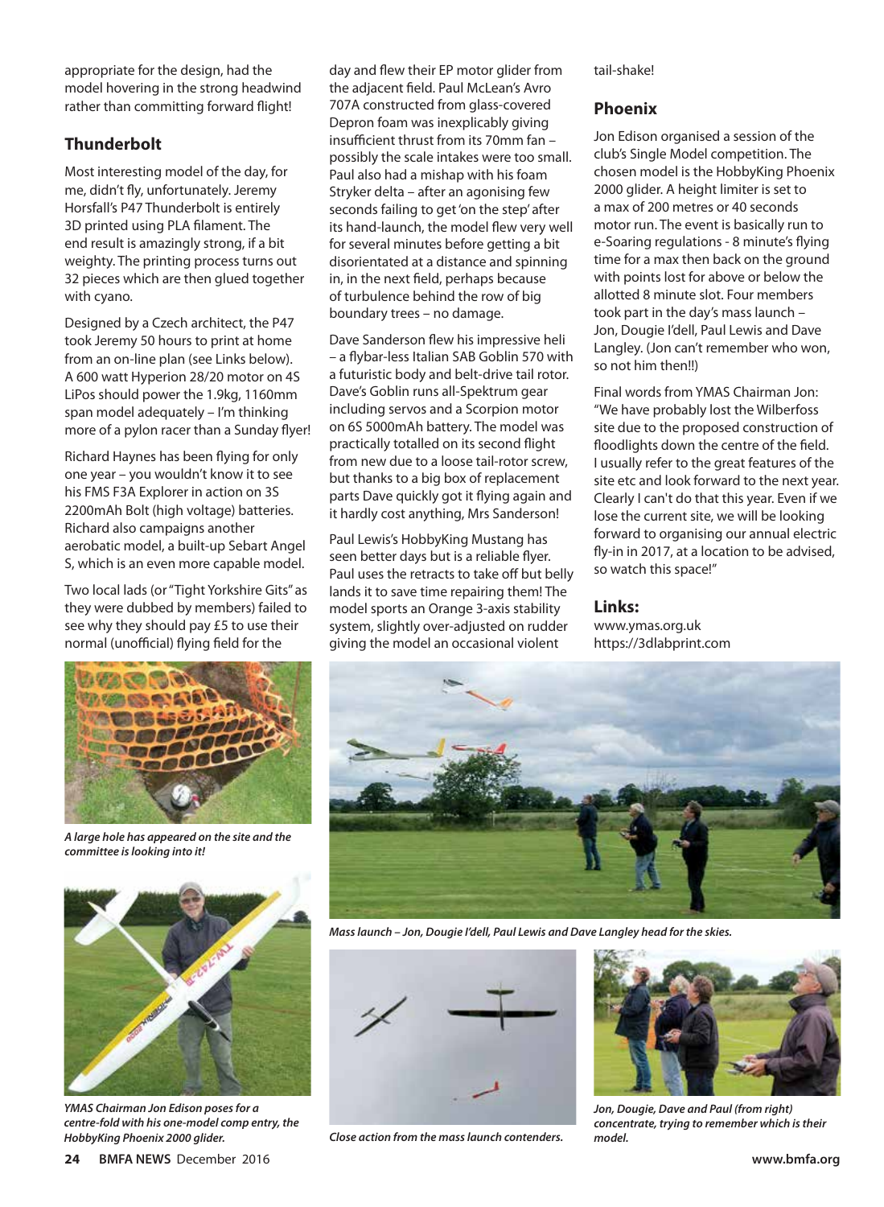appropriate for the design, had the model hovering in the strong headwind rather than committing forward flight!

### Thunderbolt

Most interesting model of the day, for me, didn't fly, unfortunately. Jeremy Horsfall's P47 Thunderbolt is entirely 3D printed using PLA filament. The end result is amazingly strong, if a bit weighty. The printing process turns out 32 pieces which are then glued together with cyano.

Designed by a Czech architect, the P47 took Jeremy 50 hours to print at home from an on-line plan (see Links below). A 600 watt Hyperion 28/20 motor on 4S LiPos should power the 1.9kg, 1160mm span model adequately – I'm thinking more of a pylon racer than a Sunday flyer!

Richard Haynes has been flying for only one year – you wouldn't know it to see his FMS F3A Explorer in action on 3S 2200mAh Bolt (high voltage) batteries. Richard also campaigns another aerobatic model, a built-up Sebart Angel S, which is an even more capable model.

Two local lads (or "Tight Yorkshire Gits" as they were dubbed by members) failed to see why they should pay £5 to use their normal (unofficial) flying field for the day and flew their EP motor glider from the adjacent field. Paul McLean's Avro 707A constructed from glass-covered Depron foam was inexplicably giving insufficient thrust from its 70mm fan – possibly the scale intakes were too small. Paul also had a mishap with his foam Stryker delta – after an agonising few seconds failing to get 'on the step' after its hand-launch, the model flew very well for several minutes before getting a bit disorientated at a distance and spinning in, in the next field, perhaps because of turbulence behind the row of big boundary trees – no damage.

Dave Sanderson flew his impressive heli – a flybar-less Italian SAB Goblin 570 with a futuristic body and belt-drive tail rotor. Dave's Goblin runs all-Spektrum gear including servos and a Scorpion motor on 6S 5000mAh battery. The model was practically totalled on its second flight from new due to a loose tail-rotor screw, but thanks to a big box of replacement parts Dave quickly got it flying again and it hardly cost anything, Mrs Sanderson!

Paul Lewis's HobbyKing Mustang has seen better days but is a reliable flyer. Paul uses the retracts to take off but belly lands it to save time repairing them! The model sports an Orange 3-axis stability system, slightly over-adjusted on rudder giving the model an occasional violent tail-shake!

### Phoenix

Jon Edison organised a session of the club's Single Model competition. The chosen model is the HobbyKing Phoenix 2000 glider. A height limiter is set to a max of 200 metres or 40 seconds motor run. The event is basically run to e-Soaring regulations - 8 minute's flying time for a max then back on the ground with points lost for above or below the allotted 8 minute slot. Four members took part in the day's mass launch – Jon, Dougie I'dell, Paul Lewis and Dave Langley. (Jon can't remember who won, so not him then!!)

Final words from YMAS Chairman Jon: "We have probably lost the Wilberfoss site due to the proposed construction of floodlights down the centre of the field. I usually refer to the great features of the site etc and look forward to the next year. Clearly I can't do that this year. Even if we lose the current site, we will be looking forward to organising our annual electric fly-in in 2017, at a location to be advised, so watch this space!"

### Links:

www.ymas.org.uk
https://3dlabprint.com

*A large hole has appeared on the site and the committee is looking into it!*

*Mass launch – Jon, Dougie I'dell, Paul Lewis and Dave Langley head for the skies.*

*YMAS Chairman Jon Edison poses for a centre-fold with his one-model comp entry, the HobbyKing Phoenix 2000 glider.*

*Close action from the mass launch contenders.*

*Jon, Dougie, Dave and Paul (from right) concentrate, trying to remember which is their model.*